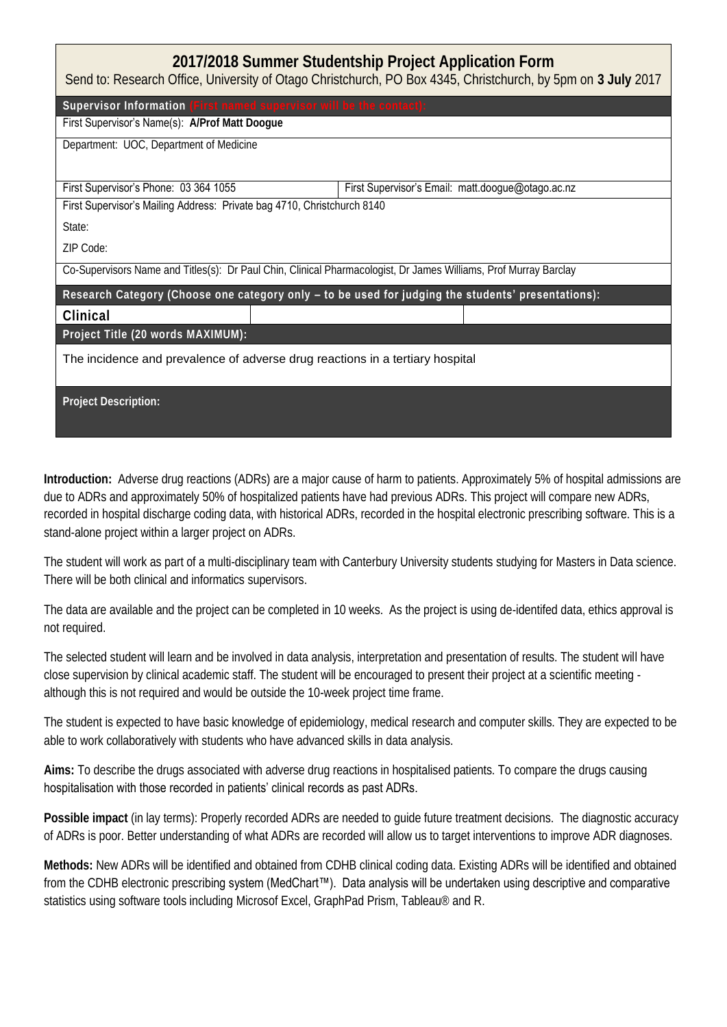# 2017/2018 Summer Studentship Project Application Form

Send to: Research Office, University of Otago Christchurch, PO Box 4345, Christchurch, by 5pm on **3 July** 2017

**Supervisor Information** (First named supervisor will be the contact):

First Supervisor's Name(s): **A/Prof Matt Doogue**

Department: UOC, Department of Medicine

| First Supervisor's Phone: 03 364 1055 | First Supervisor's Email: matt.doogue@otago.ac.nz |
|---|---|

First Supervisor's Mailing Address: Private bag 4710, Christchurch 8140

State:

ZIP Code:

Co-Supervisors Name and Titles(s): Dr Paul Chin, Clinical Pharmacologist, Dr James Williams, Prof Murray Barclay

**Research Category (Choose one category only – to be used for judging the students' presentations):**

| Clinical | | |
|---|---|---|

**Project Title (20 words MAXIMUM):**

The incidence and prevalence of adverse drug reactions in a tertiary hospital

**Project Description:**

**Introduction:** Adverse drug reactions (ADRs) are a major cause of harm to patients. Approximately 5% of hospital admissions are due to ADRs and approximately 50% of hospitalized patients have had previous ADRs. This project will compare new ADRs, recorded in hospital discharge coding data, with historical ADRs, recorded in the hospital electronic prescribing software. This is a stand-alone project within a larger project on ADRs.

The student will work as part of a multi-disciplinary team with Canterbury University students studying for Masters in Data science. There will be both clinical and informatics supervisors.

The data are available and the project can be completed in 10 weeks. As the project is using de-identifed data, ethics approval is not required.

The selected student will learn and be involved in data analysis, interpretation and presentation of results. The student will have close supervision by clinical academic staff. The student will be encouraged to present their project at a scientific meeting - although this is not required and would be outside the 10-week project time frame.

The student is expected to have basic knowledge of epidemiology, medical research and computer skills. They are expected to be able to work collaboratively with students who have advanced skills in data analysis.

**Aims:** To describe the drugs associated with adverse drug reactions in hospitalised patients. To compare the drugs causing hospitalisation with those recorded in patients' clinical records as past ADRs.

**Possible impact** (in lay terms): Properly recorded ADRs are needed to guide future treatment decisions. The diagnostic accuracy of ADRs is poor. Better understanding of what ADRs are recorded will allow us to target interventions to improve ADR diagnoses.

**Methods:** New ADRs will be identified and obtained from CDHB clinical coding data. Existing ADRs will be identified and obtained from the CDHB electronic prescribing system (MedChart™). Data analysis will be undertaken using descriptive and comparative statistics using software tools including Microsof Excel, GraphPad Prism, Tableau® and R.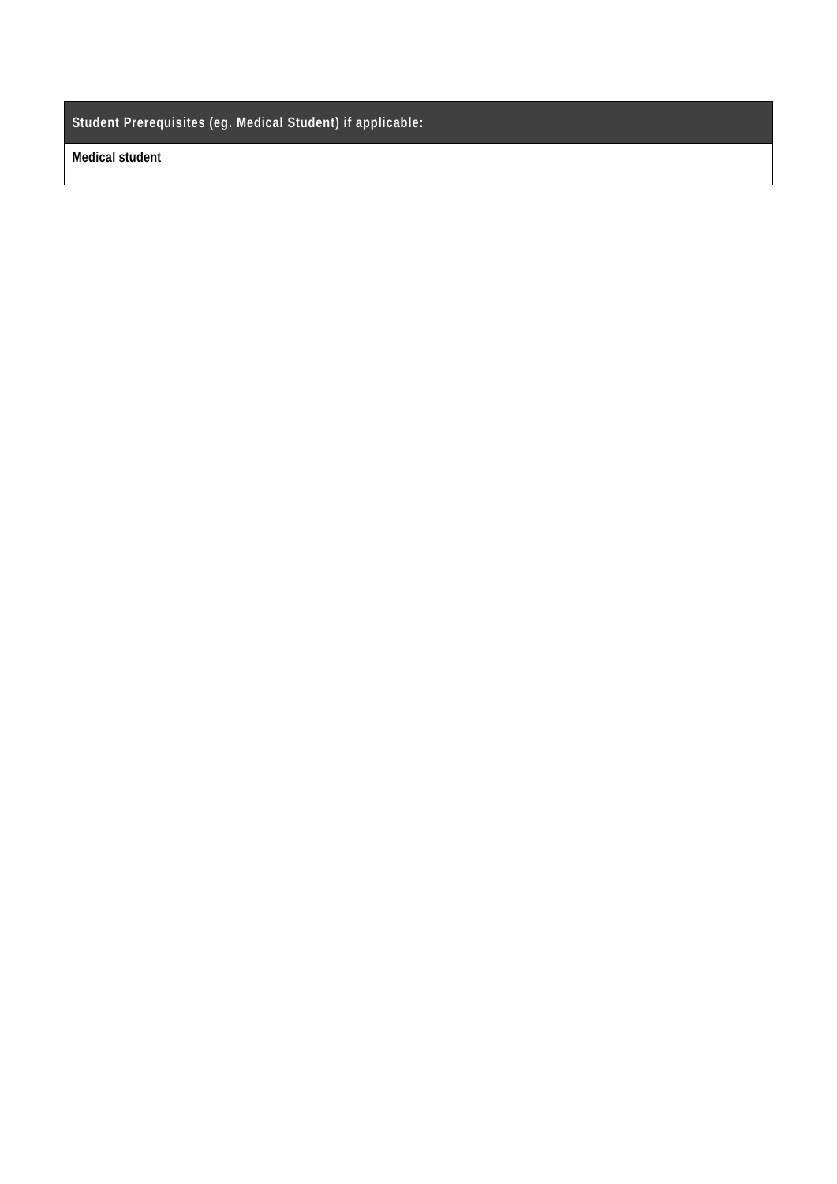| Student Prerequisites (eg. Medical Student) if applicable: |
| --- |
| **Medical student** |